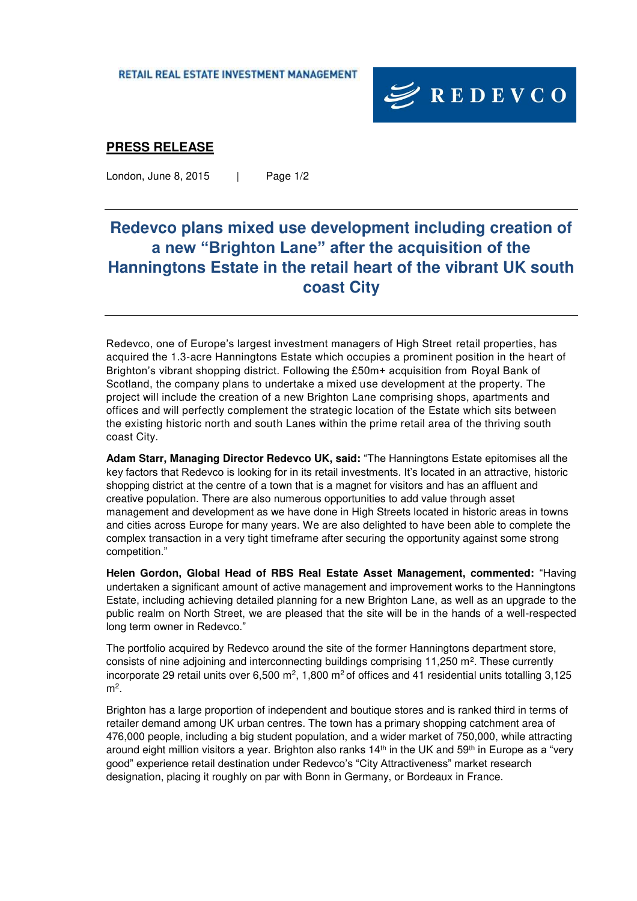RETAIL REAL ESTATE INVESTMENT MANAGEMENT

REDEVCO

**PRESS RELEASE**

London, June 8, 2015

# Redevco plans mixed use development including creation of a new “Brighton Lane” after the acquisition of the Hanningtons Estate in the retail heart of the vibrant UK south coast City

Redevco, one of Europe’s largest investment managers of High Street retail properties, has acquired the 1.3-acre Hanningtons Estate which occupies a prominent position in the heart of Brighton’s vibrant shopping district. Following the £50m+ acquisition from Royal Bank of Scotland, the company plans to undertake a mixed use development at the property. The project will include the creation of a new Brighton Lane comprising shops, apartments and offices and will perfectly complement the strategic location of the Estate which sits between the existing historic north and south Lanes within the prime retail area of the thriving south coast City.

**Adam Starr, Managing Director Redevco UK, said:** “The Hanningtons Estate epitomises all the key factors that Redevco is looking for in its retail investments. It’s located in an attractive, historic shopping district at the centre of a town that is a magnet for visitors and has an affluent and creative population. There are also numerous opportunities to add value through asset management and development as we have done in High Streets located in historic areas in towns and cities across Europe for many years. We are also delighted to have been able to complete the complex transaction in a very tight timeframe after securing the opportunity against some strong competition.”

**Helen Gordon, Global Head of RBS Real Estate Asset Management, commented:** “Having undertaken a significant amount of active management and improvement works to the Hanningtons Estate, including achieving detailed planning for a new Brighton Lane, as well as an upgrade to the public realm on North Street, we are pleased that the site will be in the hands of a well-respected long term owner in Redevco.”

The portfolio acquired by Redevco around the site of the former Hanningtons department store, consists of nine adjoining and interconnecting buildings comprising 11,250 $m^2$. These currently incorporate 29 retail units over 6,500 $m^2$, 1,800 $m^2$ of offices and 41 residential units totalling 3,125 $m^2$.

Brighton has a large proportion of independent and boutique stores and is ranked third in terms of retailer demand among UK urban centres. The town has a primary shopping catchment area of 476,000 people, including a big student population, and a wider market of 750,000, while attracting around eight million visitors a year. Brighton also ranks 14th in the UK and 59th in Europe as a “very good” experience retail destination under Redevco’s “City Attractiveness” market research designation, placing it roughly on par with Bonn in Germany, or Bordeaux in France.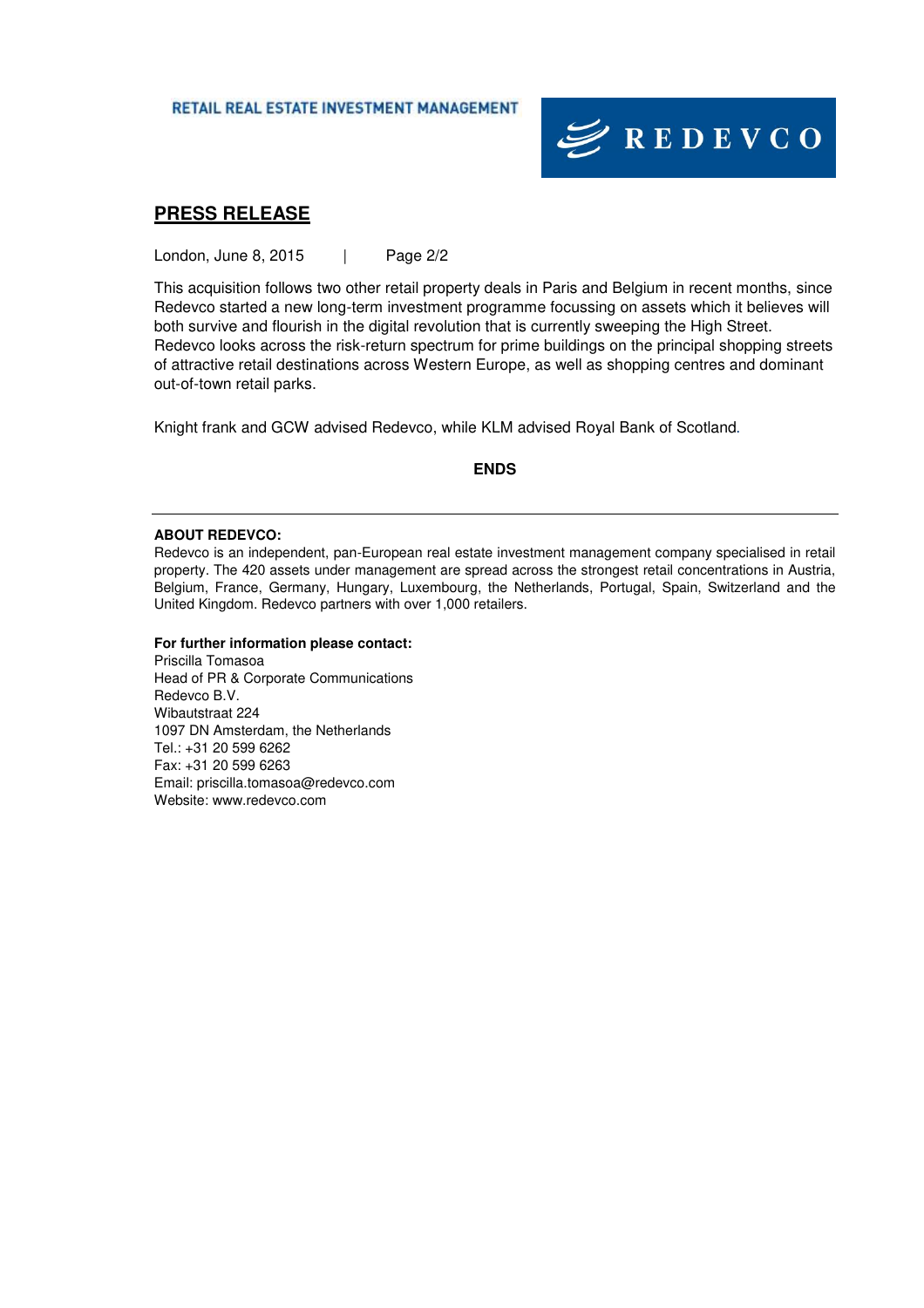# PRESS RELEASE

London, June 8, 2015

This acquisition follows two other retail property deals in Paris and Belgium in recent months, since Redevco started a new long-term investment programme focussing on assets which it believes will both survive and flourish in the digital revolution that is currently sweeping the High Street. Redevco looks across the risk-return spectrum for prime buildings on the principal shopping streets of attractive retail destinations across Western Europe, as well as shopping centres and dominant out-of-town retail parks.

Knight frank and GCW advised Redevco, while KLM advised Royal Bank of Scotland.

**ENDS**

---

**ABOUT REDEVCO:**

Redevco is an independent, pan-European real estate investment management company specialised in retail property. The 420 assets under management are spread across the strongest retail concentrations in Austria, Belgium, France, Germany, Hungary, Luxembourg, the Netherlands, Portugal, Spain, Switzerland and the United Kingdom. Redevco partners with over 1,000 retailers.

**For further information please contact:**

Priscilla Tomasoa
Head of PR & Corporate Communications
Redevco B.V.
Wibautstraat 224
1097 DN Amsterdam, the Netherlands
Tel.: +31 20 599 6262
Fax: +31 20 599 6263
Email: priscilla.tomasoa@redevco.com
Website: www.redevco.com